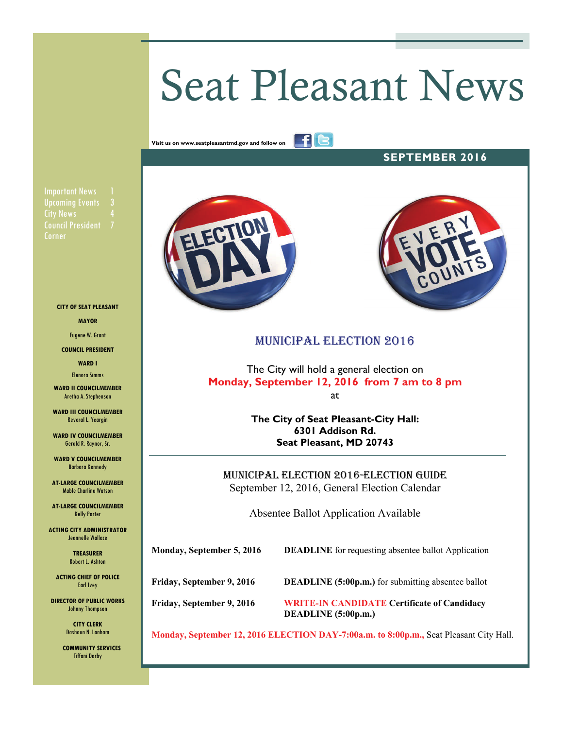# Seat Pleasant News

Visit us on www.seatpleasantmd.gov and follow on

**SEPTEMBER 2016**

Important News 1
Upcoming Events 3
City News 4
Council President Corner 7

**CITY OF SEAT PLEASANT**

**MAYOR**
Eugene W. Grant

**COUNCIL PRESIDENT**

**WARD I**
Elenora Simms

**WARD II COUNCILMEMBER**
Aretha A. Stephenson

**WARD III COUNCILMEMBER**
Reveral L. Yeargin

**WARD IV COUNCILMEMBER**
Gerald R. Raynor, Sr.

**WARD V COUNCILMEMBER**
Barbara Kennedy

**AT-LARGE COUNCILMEMBER**
Mable Charlina Watson

**AT-LARGE COUNCILMEMBER**
Kelly Porter

**ACTING CITY ADMINISTRATOR**
Jeannelle Wallace

**TREASURER**
Robert L. Ashton

**ACTING CHIEF OF POLICE**
Earl Ivey

**DIRECTOR OF PUBLIC WORKS**
Johnny Thompson

**CITY CLERK**
Dashaun N. Lanham

**COMMUNITY SERVICES**
Tiffani Darby

## MUNICIPAL ELECTION 2016

The City will hold a general election on
**Monday, September 12, 2016 from 7 am to 8 pm**
at

**The City of Seat Pleasant-City Hall:**
**6301 Addison Rd.**
**Seat Pleasant, MD 20743**

---

### MUNICIPAL ELECTION 2016-ELECTION GUIDE

September 12, 2016, General Election Calendar

Absentee Ballot Application Available

| | |
|---|---|
| **Monday, September 5, 2016** | **DEADLINE** for requesting absentee ballot Application |
| **Friday, September 9, 2016** | **DEADLINE (5:00p.m.)** for submitting absentee ballot |
| **Friday, September 9, 2016** | **WRITE-IN CANDIDATE Certificate of Candidacy DEADLINE (5:00p.m.)** |

**Monday, September 12, 2016 ELECTION DAY-7:00a.m. to 8:00p.m.,** Seat Pleasant City Hall.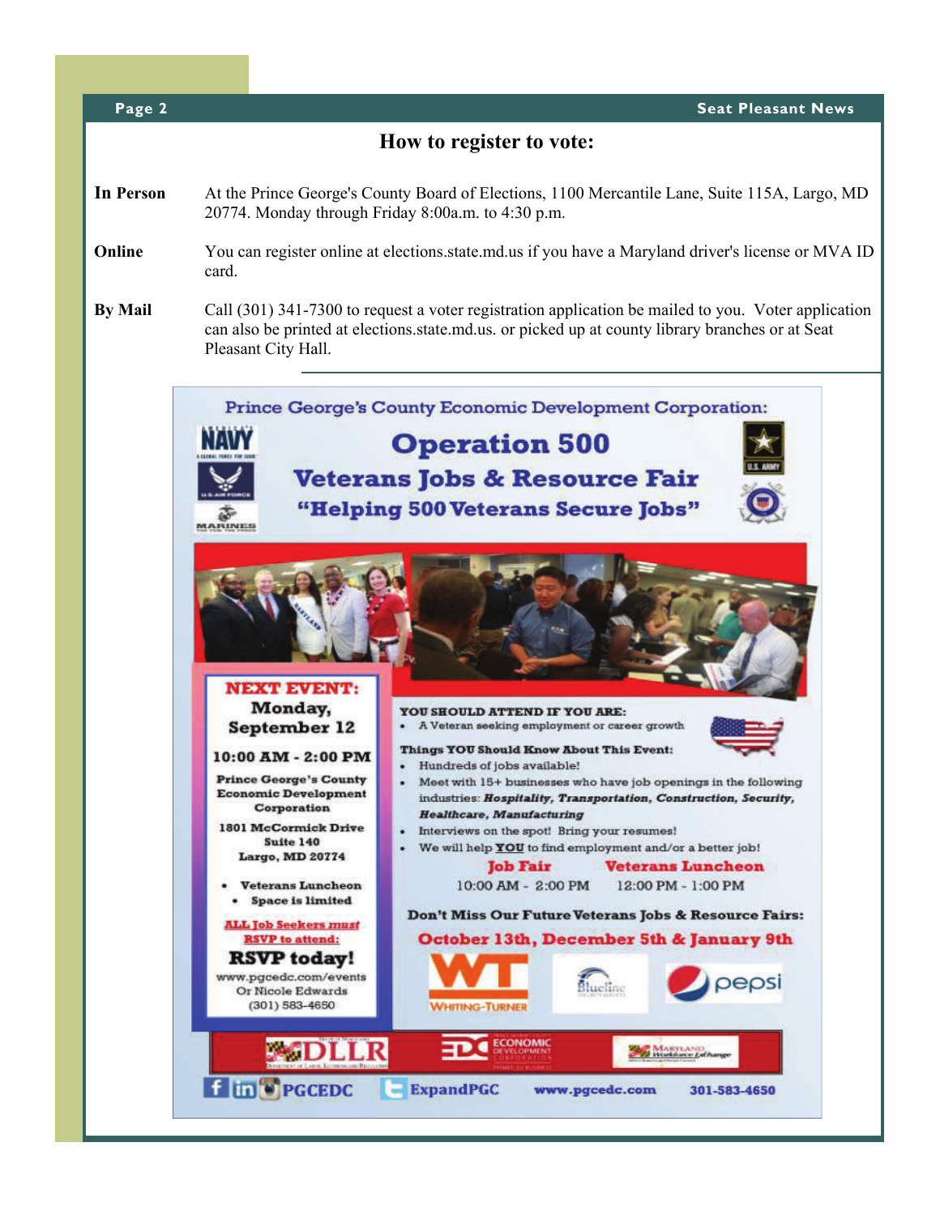## How to register to vote:

**In Person** At the Prince George's County Board of Elections, 1100 Mercantile Lane, Suite 115A, Largo, MD 20774. Monday through Friday 8:00a.m. to 4:30 p.m.

**Online** You can register online at elections.state.md.us if you have a Maryland driver's license or MVA ID card.

**By Mail** Call (301) 341-7300 to request a voter registration application be mailed to you. Voter application can also be printed at elections.state.md.us. or picked up at county library branches or at Seat Pleasant City Hall.

Prince George's County Economic Development Corporation:

# Operation 500

## Veterans Jobs & Resource Fair

### "Helping 500 Veterans Secure Jobs"

**NEXT EVENT:**
**Monday, September 12**
**10:00 AM - 2:00 PM**
Prince George's County Economic Development Corporation
1801 McCormick Drive
Suite 140
Largo, MD 20774

- Veterans Luncheon
- Space is limited

ALL Job Seekers must RSVP to attend:
**RSVP today!**
www.pgcedc.com/events
Or Nicole Edwards
(301) 583-4650

**YOU SHOULD ATTEND IF YOU ARE:**

- A Veteran seeking employment or career growth

**Things YOU Should Know About This Event:**

- Hundreds of jobs available!
- Meet with 15+ businesses who have job openings in the following industries: ***Hospitality, Transportation, Construction, Security, Healthcare, Manufacturing***
- Interviews on the spot! Bring your resumes!
- We will help **YOU** to find employment and/or a better job!

**Job Fair** 10:00 AM - 2:00 PM

**Veterans Luncheon** 12:00 PM - 1:00 PM

**Don't Miss Our Future Veterans Jobs & Resource Fairs:**
**October 13th, December 5th & January 9th**

Whiting-Turner Blueline pepsi

DLLR EDC Economic Development Corporation Maryland Workforce Exchange

PGCEDC ExpandPGC www.pgcedc.com 301-583-4650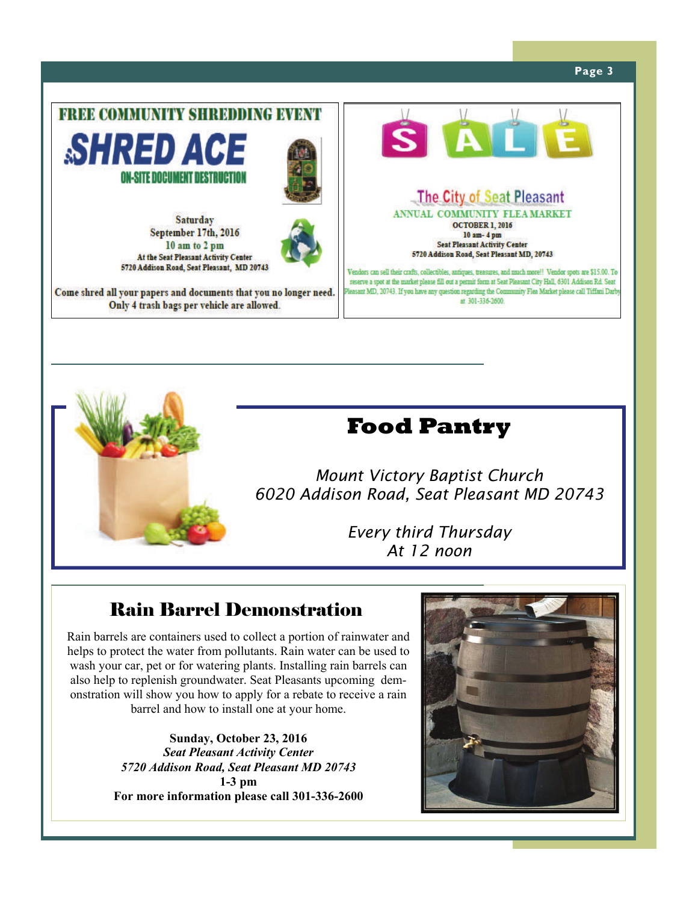## FREE COMMUNITY SHREDDING EVENT

**SHRED ACE**

ON-SITE DOCUMENT DESTRUCTION

Saturday
September 17th, 2016
10 am to 2 pm
At the Seat Pleasant Activity Center
5720 Addison Road, Seat Pleasant, MD 20743

Come shred all your papers and documents that you no longer need. Only 4 trash bags per vehicle are allowed.

## SALE

**The City of Seat Pleasant**

ANNUAL COMMUNITY FLEA MARKET

**OCTOBER 1, 2016**
**10 am- 4 pm**
**Seat Pleasant Activity Center**
**5720 Addison Road, Seat Pleasant MD, 20743**

Vendors can sell their crafts, collectibles, antiques, treasures, and much more!! Vendor spots are $15.00. To reserve a spot at the market please fill out a permit form at Seat Pleasant City Hall, 6301 Addison Rd. Seat Pleasant MD, 20743. If you have any question regarding the Community Flea Market please call Tiffani Darby at 301-336-2600.

## Food Pantry

*Mount Victory Baptist Church*
*6020 Addison Road, Seat Pleasant MD 20743*

*Every third Thursday*
*At 12 noon*

## Rain Barrel Demonstration

Rain barrels are containers used to collect a portion of rainwater and helps to protect the water from pollutants. Rain water can be used to wash your car, pet or for watering plants. Installing rain barrels can also help to replenish groundwater. Seat Pleasants upcoming demonstration will show you how to apply for a rebate to receive a rain barrel and how to install one at your home.

**Sunday, October 23, 2016**
***Seat Pleasant Activity Center***
***5720 Addison Road, Seat Pleasant MD 20743***
**1-3 pm**
**For more information please call 301-336-2600**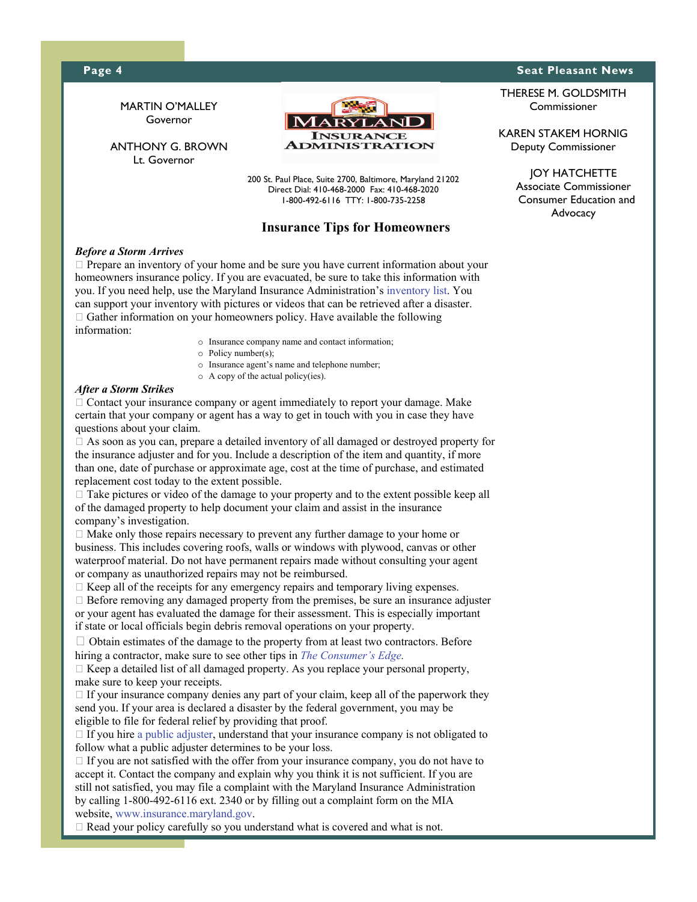MARTIN O'MALLEY
Governor

ANTHONY G. BROWN
Lt. Governor

MARYLAND INSURANCE ADMINISTRATION

200 St. Paul Place, Suite 2700, Baltimore, Maryland 21202
Direct Dial: 410-468-2000 Fax: 410-468-2020
1-800-492-6116 TTY: 1-800-735-2258

THERESE M. GOLDSMITH
Commissioner

KAREN STAKEM HORNIG
Deputy Commissioner

JOY HATCHETTE
Associate Commissioner
Consumer Education and Advocacy

## Insurance Tips for Homeowners

***Before a Storm Arrives***

- Prepare an inventory of your home and be sure you have current information about your homeowners insurance policy. If you are evacuated, be sure to take this information with you. If you need help, use the Maryland Insurance Administration's inventory list. You can support your inventory with pictures or videos that can be retrieved after a disaster.
- Gather information on your homeowners policy. Have available the following information:
  - Insurance company name and contact information;
  - Policy number(s);
  - Insurance agent's name and telephone number;
  - A copy of the actual policy(ies).

***After a Storm Strikes***

- Contact your insurance company or agent immediately to report your damage. Make certain that your company or agent has a way to get in touch with you in case they have questions about your claim.
- As soon as you can, prepare a detailed inventory of all damaged or destroyed property for the insurance adjuster and for you. Include a description of the item and quantity, if more than one, date of purchase or approximate age, cost at the time of purchase, and estimated replacement cost today to the extent possible.
- Take pictures or video of the damage to your property and to the extent possible keep all of the damaged property to help document your claim and assist in the insurance company's investigation.
- Make only those repairs necessary to prevent any further damage to your home or business. This includes covering roofs, walls or windows with plywood, canvas or other waterproof material. Do not have permanent repairs made without consulting your agent or company as unauthorized repairs may not be reimbursed.
- Keep all of the receipts for any emergency repairs and temporary living expenses.
- Before removing any damaged property from the premises, be sure an insurance adjuster or your agent has evaluated the damage for their assessment. This is especially important if state or local officials begin debris removal operations on your property.
- Obtain estimates of the damage to the property from at least two contractors. Before hiring a contractor, make sure to see other tips in *The Consumer's Edge.*
- Keep a detailed list of all damaged property. As you replace your personal property, make sure to keep your receipts.
- If your insurance company denies any part of your claim, keep all of the paperwork they send you. If your area is declared a disaster by the federal government, you may be eligible to file for federal relief by providing that proof.
- If you hire a public adjuster, understand that your insurance company is not obligated to follow what a public adjuster determines to be your loss.
- If you are not satisfied with the offer from your insurance company, you do not have to accept it. Contact the company and explain why you think it is not sufficient. If you are still not satisfied, you may file a complaint with the Maryland Insurance Administration by calling 1-800-492-6116 ext. 2340 or by filling out a complaint form on the MIA website, www.insurance.maryland.gov.
- Read your policy carefully so you understand what is covered and what is not.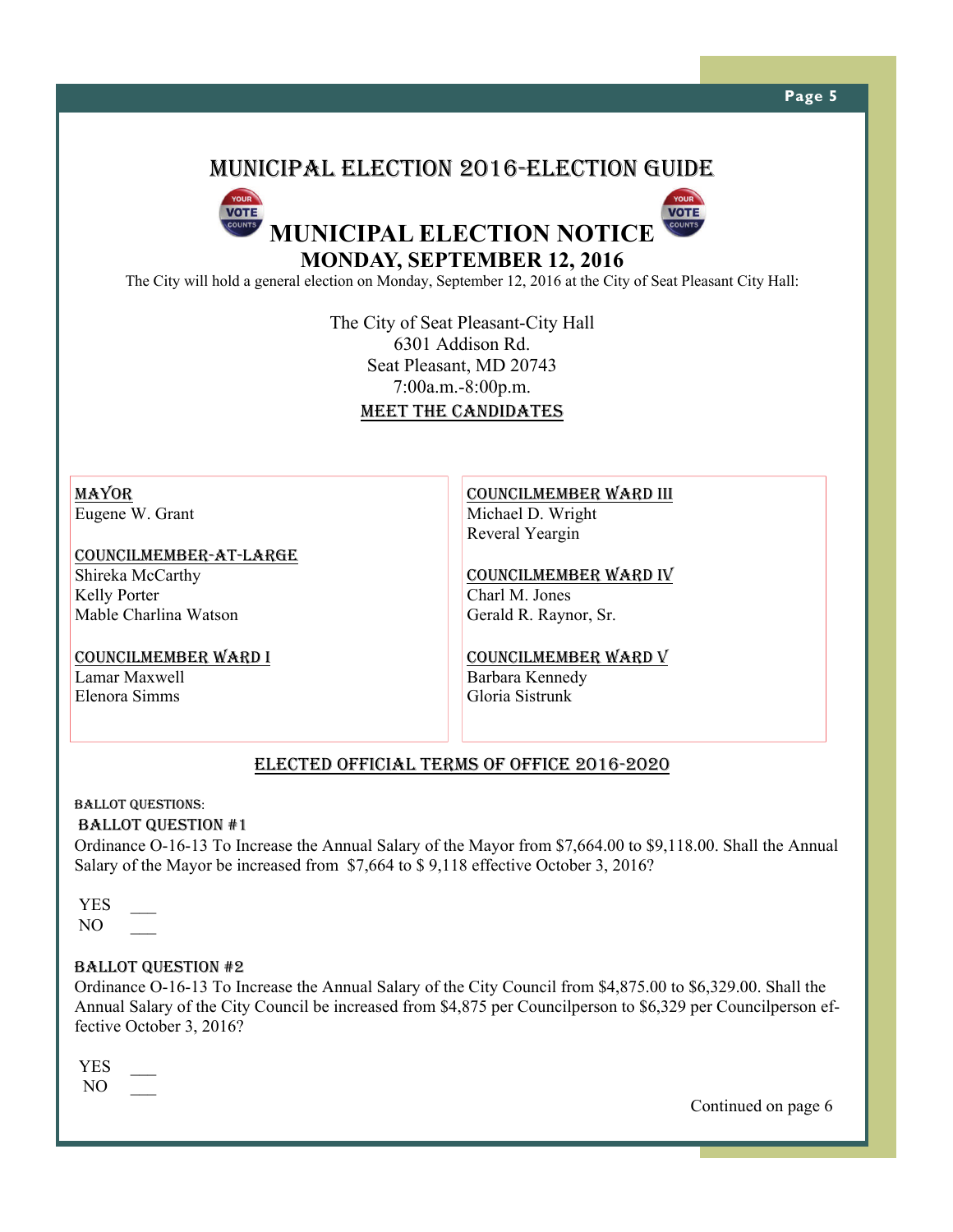# MUNICIPAL ELECTION 2016-ELECTION GUIDE

## MUNICIPAL ELECTION NOTICE

## MONDAY, SEPTEMBER 12, 2016

The City will hold a general election on Monday, September 12, 2016 at the City of Seat Pleasant City Hall:

The City of Seat Pleasant-City Hall
6301 Addison Rd.
Seat Pleasant, MD 20743
7:00a.m.-8:00p.m.

### MEET THE CANDIDATES

**MAYOR**
Eugene W. Grant

**COUNCILMEMBER-AT-LARGE**
Shireka McCarthy
Kelly Porter
Mable Charlina Watson

**COUNCILMEMBER WARD I**
Lamar Maxwell
Elenora Simms

**COUNCILMEMBER WARD III**
Michael D. Wright
Reveral Yeargin

**COUNCILMEMBER WARD IV**
Charl M. Jones
Gerald R. Raynor, Sr.

**COUNCILMEMBER WARD V**
Barbara Kennedy
Gloria Sistrunk

### ELECTED OFFICIAL TERMS OF OFFICE 2016-2020

BALLOT QUESTIONS:

**BALLOT QUESTION #1**

Ordinance O-16-13 To Increase the Annual Salary of the Mayor from $7,664.00 to $9,118.00. Shall the Annual Salary of the Mayor be increased from $7,664 to $ 9,118 effective October 3, 2016?

YES ___
NO ___

**BALLOT QUESTION #2**

Ordinance O-16-13 To Increase the Annual Salary of the City Council from $4,875.00 to $6,329.00. Shall the Annual Salary of the City Council be increased from $4,875 per Councilperson to $6,329 per Councilperson effective October 3, 2016?

YES ___
NO ___

Continued on page 6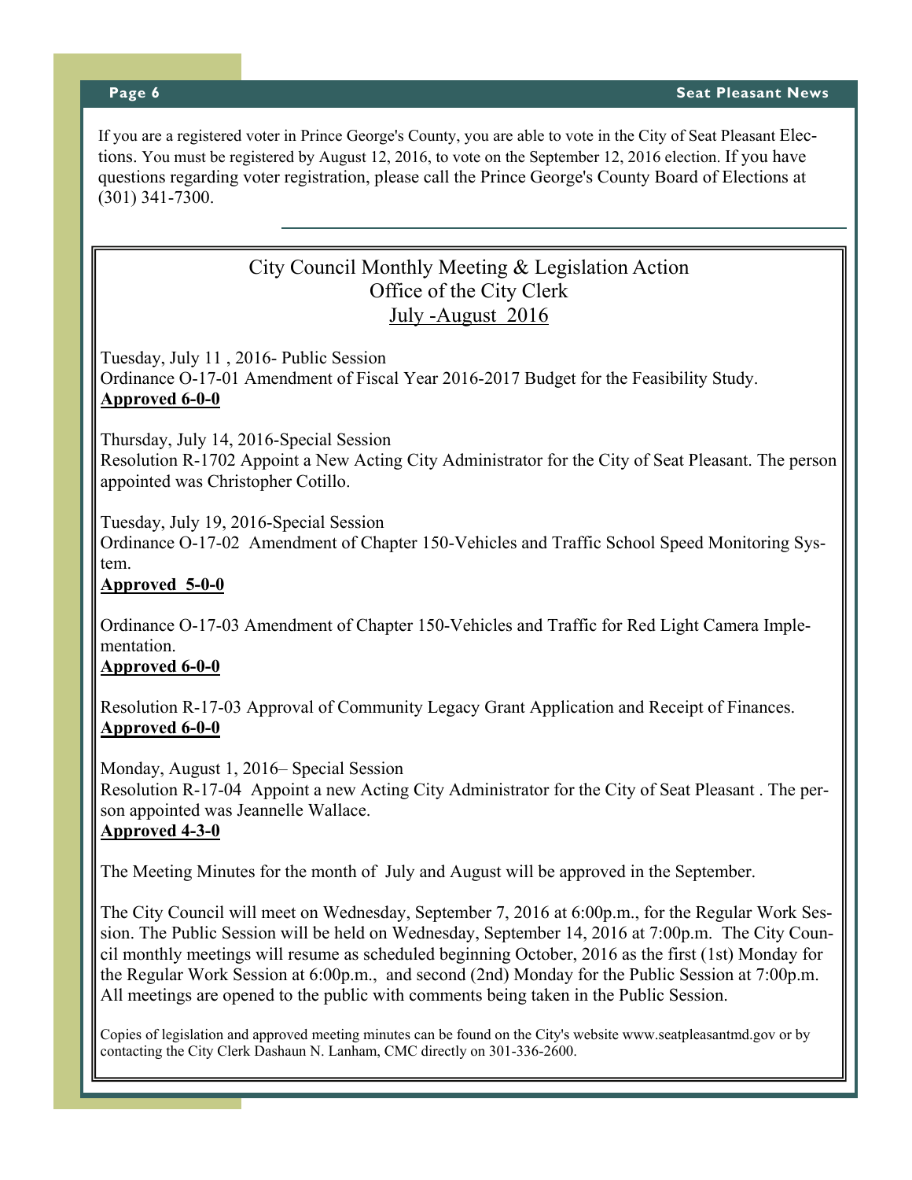If you are a registered voter in Prince George's County, you are able to vote in the City of Seat Pleasant Elections. You must be registered by August 12, 2016, to vote on the September 12, 2016 election. If you have questions regarding voter registration, please call the Prince George's County Board of Elections at (301) 341-7300.

## City Council Monthly Meeting & Legislation Action
## Office of the City Clerk
## July -August 2016

Tuesday, July 11 , 2016- Public Session
Ordinance O-17-01 Amendment of Fiscal Year 2016-2017 Budget for the Feasibility Study.
**Approved 6-0-0**

Thursday, July 14, 2016-Special Session
Resolution R-1702 Appoint a New Acting City Administrator for the City of Seat Pleasant. The person appointed was Christopher Cotillo.

Tuesday, July 19, 2016-Special Session
Ordinance O-17-02 Amendment of Chapter 150-Vehicles and Traffic School Speed Monitoring System.
**Approved 5-0-0**

Ordinance O-17-03 Amendment of Chapter 150-Vehicles and Traffic for Red Light Camera Implementation.
**Approved 6-0-0**

Resolution R-17-03 Approval of Community Legacy Grant Application and Receipt of Finances.
**Approved 6-0-0**

Monday, August 1, 2016– Special Session
Resolution R-17-04 Appoint a new Acting City Administrator for the City of Seat Pleasant . The person appointed was Jeannelle Wallace.
**Approved 4-3-0**

The Meeting Minutes for the month of July and August will be approved in the September.

The City Council will meet on Wednesday, September 7, 2016 at 6:00p.m., for the Regular Work Session. The Public Session will be held on Wednesday, September 14, 2016 at 7:00p.m. The City Council monthly meetings will resume as scheduled beginning October, 2016 as the first (1st) Monday for the Regular Work Session at 6:00p.m., and second (2nd) Monday for the Public Session at 7:00p.m. All meetings are opened to the public with comments being taken in the Public Session.

Copies of legislation and approved meeting minutes can be found on the City's website www.seatpleasantmd.gov or by contacting the City Clerk Dashaun N. Lanham, CMC directly on 301-336-2600.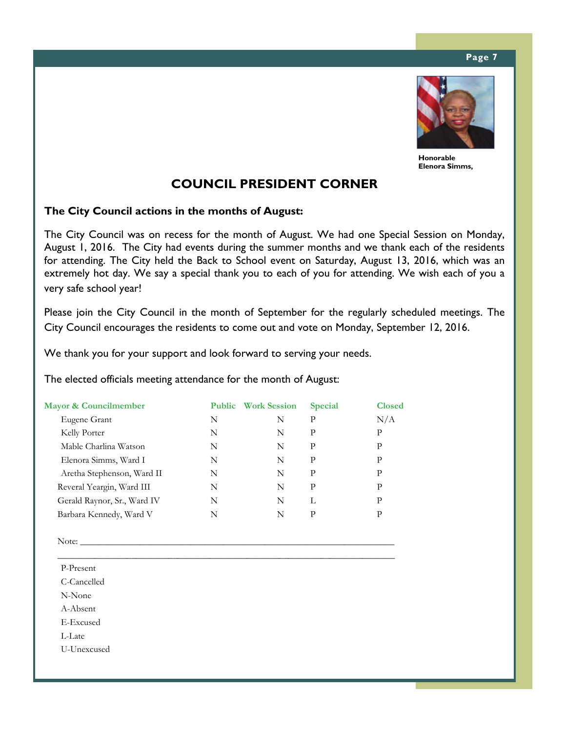Honorable Elenora Simms,

# COUNCIL PRESIDENT CORNER

**The City Council actions in the months of August:**

The City Council was on recess for the month of August. We had one Special Session on Monday, August 1, 2016. The City had events during the summer months and we thank each of the residents for attending. The City held the Back to School event on Saturday, August 13, 2016, which was an extremely hot day. We say a special thank you to each of you for attending. We wish each of you a very safe school year!

Please join the City Council in the month of September for the regularly scheduled meetings. The City Council encourages the residents to come out and vote on Monday, September 12, 2016.

We thank you for your support and look forward to serving your needs.

The elected officials meeting attendance for the month of August:

| Mayor & Councilmember | Public | Work Session | Special | Closed |
|---|---|---|---|---|
| Eugene Grant | N | N | P | N/A |
| Kelly Porter | N | N | P | P |
| Mable Charlina Watson | N | N | P | P |
| Elenora Simms, Ward I | N | N | P | P |
| Aretha Stephenson, Ward II | N | N | P | P |
| Reveral Yeargin, Ward III | N | N | P | P |
| Gerald Raynor, Sr., Ward IV | N | N | L | P |
| Barbara Kennedy, Ward V | N | N | P | P |

Note: ____________________________________________________________

______________________________________________________________________

P-Present
C-Cancelled
N-None
A-Absent
E-Excused
L-Late
U-Unexcused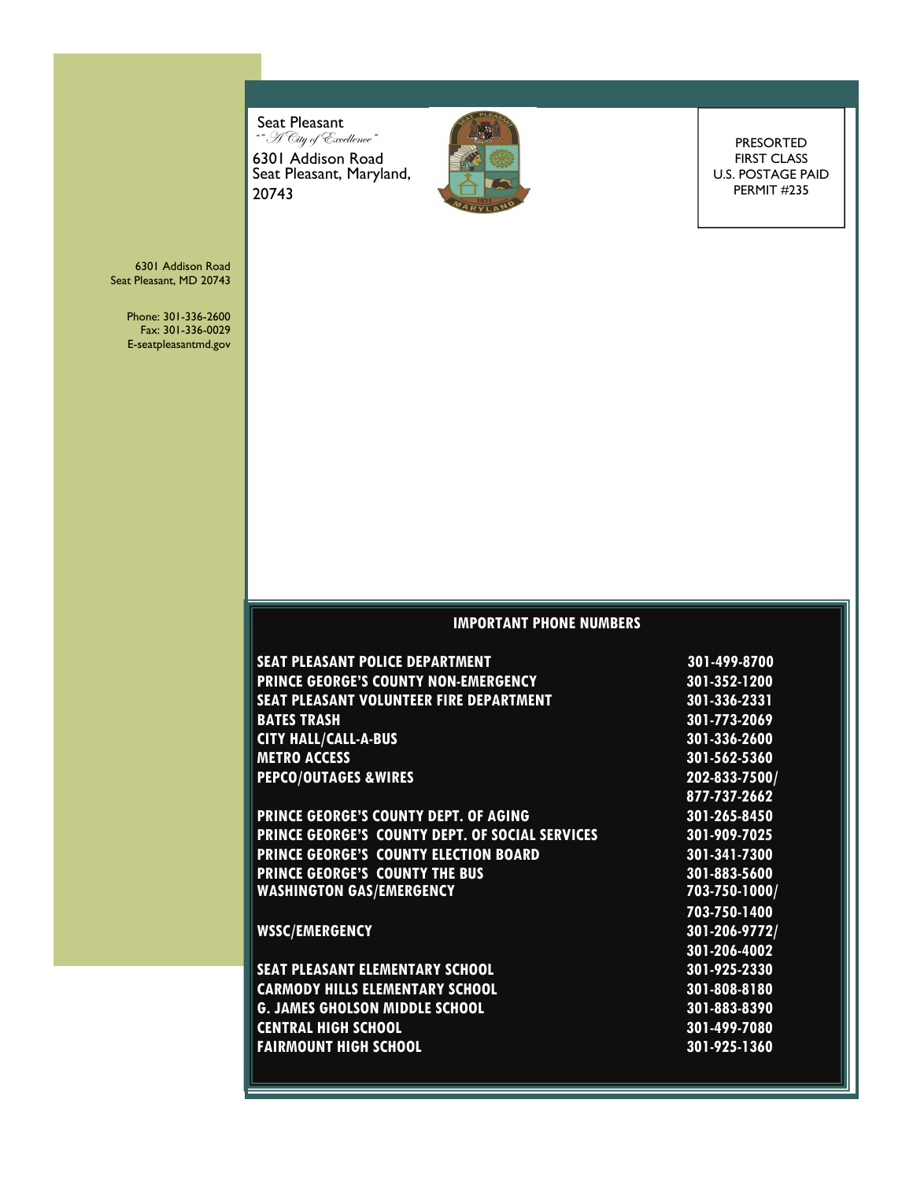Seat Pleasant
"A City of Excellence"
6301 Addison Road
Seat Pleasant, Maryland,
20743

PRESORTED
FIRST CLASS
U.S. POSTAGE PAID
PERMIT #235

6301 Addison Road
Seat Pleasant, MD 20743

Phone: 301-336-2600
Fax: 301-336-0029
E-seatpleasantmd.gov

## IMPORTANT PHONE NUMBERS

| | |
|---|---|
| **SEAT PLEASANT POLICE DEPARTMENT** | **301-499-8700** |
| **PRINCE GEORGE'S COUNTY NON-EMERGENCY** | **301-352-1200** |
| **SEAT PLEASANT VOLUNTEER FIRE DEPARTMENT** | **301-336-2331** |
| **BATES TRASH** | **301-773-2069** |
| **CITY HALL/CALL-A-BUS** | **301-336-2600** |
| **METRO ACCESS** | **301-562-5360** |
| **PEPCO/OUTAGES &WIRES** | **202-833-7500/ 877-737-2662** |
| **PRINCE GEORGE'S COUNTY DEPT. OF AGING** | **301-265-8450** |
| **PRINCE GEORGE'S COUNTY DEPT. OF SOCIAL SERVICES** | **301-909-7025** |
| **PRINCE GEORGE'S COUNTY ELECTION BOARD** | **301-341-7300** |
| **PRINCE GEORGE'S COUNTY THE BUS** | **301-883-5600** |
| **WASHINGTON GAS/EMERGENCY** | **703-750-1000/ 703-750-1400** |
| **WSSC/EMERGENCY** | **301-206-9772/ 301-206-4002** |
| **SEAT PLEASANT ELEMENTARY SCHOOL** | **301-925-2330** |
| **CARMODY HILLS ELEMENTARY SCHOOL** | **301-808-8180** |
| **G. JAMES GHOLSON MIDDLE SCHOOL** | **301-883-8390** |
| **CENTRAL HIGH SCHOOL** | **301-499-7080** |
| **FAIRMOUNT HIGH SCHOOL** | **301-925-1360** |